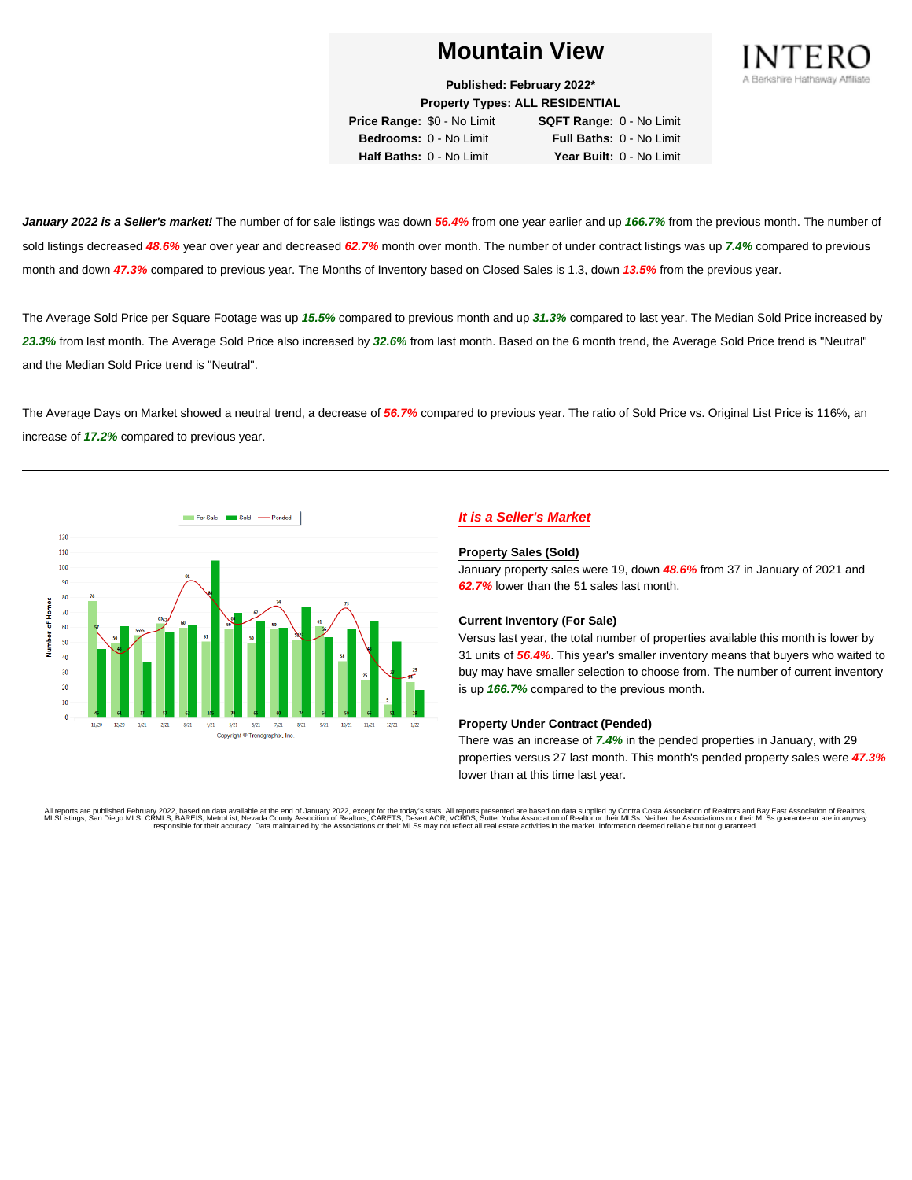# Mountain View

**Published: February 2022***

**Property Types: ALL RESIDENTIAL**

| | | | |
|---|---|---|---|
| **Price Range:** | $0 - No Limit | **SQFT Range:** | 0 - No Limit |
| **Bedrooms:** | 0 - No Limit | **Full Baths:** | 0 - No Limit |
| **Half Baths:** | 0 - No Limit | **Year Built:** | 0 - No Limit |

INTERO
A Berkshire Hathaway Affiliate

---

***January 2022 is a Seller's market!*** The number of for sale listings was down ***56.4%*** from one year earlier and up ***166.7%*** from the previous month. The number of sold listings decreased ***48.6%*** year over year and decreased ***62.7%*** month over month. The number of under contract listings was up ***7.4%*** compared to previous month and down ***47.3%*** compared to previous year. The Months of Inventory based on Closed Sales is 1.3, down ***13.5%*** from the previous year.

The Average Sold Price per Square Footage was up ***15.5%*** compared to previous month and up ***31.3%*** compared to last year. The Median Sold Price increased by ***23.3%*** from last month. The Average Sold Price also increased by ***32.6%*** from last month. Based on the 6 month trend, the Average Sold Price trend is "Neutral" and the Median Sold Price trend is "Neutral".

The Average Days on Market showed a neutral trend, a decrease of ***56.7%*** compared to previous year. The ratio of Sold Price vs. Original List Price is 116%, an increase of ***17.2%*** compared to previous year.

---

Copyright © Trendgraphix, Inc.

## *It is a Seller's Market*

### Property Sales (Sold)

January property sales were 19, down ***48.6%*** from 37 in January of 2021 and ***62.7%*** lower than the 51 sales last month.

### Current Inventory (For Sale)

Versus last year, the total number of properties available this month is lower by 31 units of ***56.4%***. This year's smaller inventory means that buyers who waited to buy may have smaller selection to choose from. The number of current inventory is up ***166.7%*** compared to the previous month.

### Property Under Contract (Pended)

There was an increase of ***7.4%*** in the pended properties in January, with 29 properties versus 27 last month. This month's pended property sales were ***47.3%*** lower than at this time last year.

All reports are published February 2022, based on data available at the end of January 2022, except for the today's stats. All reports presented are based on data supplied by Contra Costa Association of Realtors and Bay East Association of Realtors, MLSListings, San Diego MLS, CRMLS, BAREIS, MetroList, Nevada County Association of Realtors, CARETS, Desert AOR, VCRDS, Sutter Yuba Association of Realtor or their MLSs. Neither the Associations nor their MLSs guarantee or are in anyway responsible for their accuracy. Data maintained by the Associations or their MLSs may not reflect all real estate activities in the market. Information deemed reliable but not guaranteed.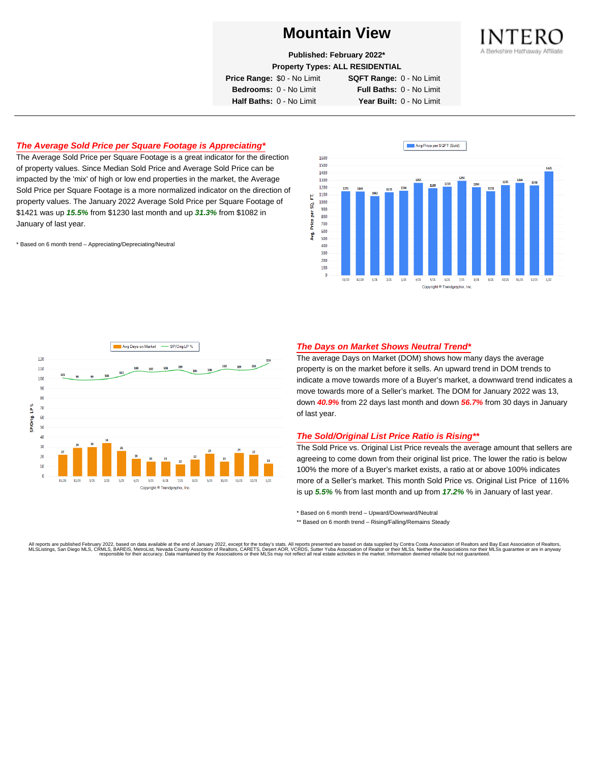# Mountain View

**Published: February 2022***

**Property Types: ALL RESIDENTIAL**

| | | | |
|---|---|---|---|
| **Price Range:** | $0 - No Limit | **SQFT Range:** | 0 - No Limit |
| **Bedrooms:** | 0 - No Limit | **Full Baths:** | 0 - No Limit |
| **Half Baths:** | 0 - No Limit | **Year Built:** | 0 - No Limit |

INTERO
A Berkshire Hathaway Affiliate

## *The Average Sold Price per Square Footage is Appreciating**

The Average Sold Price per Square Footage is a great indicator for the direction of property values. Since Median Sold Price and Average Sold Price can be impacted by the 'mix' of high or low end properties in the market, the Average Sold Price per Square Footage is a more normalized indicator on the direction of property values. The January 2022 Average Sold Price per Square Footage of $1421 was up ***15.5%*** from $1230 last month and up ***31.3%*** from $1082 in January of last year.

* Based on 6 month trend – Appreciating/Depreciating/Neutral

Avg Price per SQFT (Sold)

| Month | 11/20 | 12/20 | 1/21 | 2/21 | 3/21 | 4/21 | 5/21 | 6/21 | 7/21 | 8/21 | 9/21 | 10/21 | 11/21 | 12/21 | 1/22 |
|---|---|---|---|---|---|---|---|---|---|---|---|---|---|---|---|
| Avg. Price per SQ. FT. | 1151 | 1145 | 1082 | 1133 | 1156 | 1265 | 1189 | 1213 | 1292 | 1204 | 1151 | 1235 | 1264 | 1230 | 1421 |

Copyright ® Trendgraphix, Inc.

Avg Days on Market — SP/Orig LP %

| Month | 11/20 | 12/20 | 1/21 | 2/21 | 3/21 | 4/21 | 5/21 | 6/21 | 7/21 | 8/21 | 9/21 | 10/21 | 11/21 | 12/21 | 1/22 |
|---|---|---|---|---|---|---|---|---|---|---|---|---|---|---|---|
| Avg Days on Market | 22 | 29 | 30 | 34 | 26 | 18 | 15 | 15 | 12 | 17 | 23 | 15 | 24 | 22 | 13 |
| SP/Orig LP % | 101 | 99 | 99 | 100 | 103 | 108 | 107 | 108 | 109 | 105 | 106 | 110 | 109 | 110 | 116 |

Copyright ® Trendgraphix, Inc.

## *The Days on Market Shows Neutral Trend**

The average Days on Market (DOM) shows how many days the average property is on the market before it sells. An upward trend in DOM trends to indicate a move towards more of a Buyer's market, a downward trend indicates a move towards more of a Seller's market. The DOM for January 2022 was 13, down ***40.9%*** from 22 days last month and down ***56.7%*** from 30 days in January of last year.

## *The Sold/Original List Price Ratio is Rising***

The Sold Price vs. Original List Price reveals the average amount that sellers are agreeing to come down from their original list price. The lower the ratio is below 100% the more of a Buyer's market exists, a ratio at or above 100% indicates more of a Seller's market. This month Sold Price vs. Original List Price of 116% is up ***5.5%*** % from last month and up from ***17.2%*** % in January of last year.

* Based on 6 month trend – Upward/Downward/Neutral

** Based on 6 month trend – Rising/Falling/Remains Steady

All reports are published February 2022, based on data available at the end of January 2022, except for the today's stats. All reports presented are based on data supplied by Contra Costa Association of Realtors and Bay East Association of Realtors, MLSListings, San Diego MLS, CRMLS, BAREIS, MetroList, Nevada County Association of Realtors, CARETS, Desert AOR, VCRDS, Sutter Yuba Association of Realtor or their MLSs. Neither the Associations nor their MLSs guarantee or are in anyway responsible for their accuracy. Data maintained by the Associations or their MLSs may not reflect all real estate activities in the market. Information deemed reliable but not guaranteed.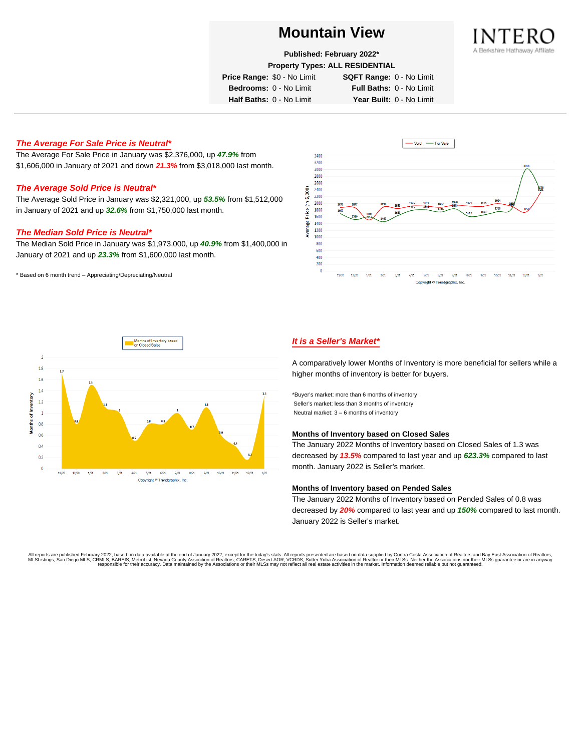# Mountain View

**Published: February 2022***

**Property Types: ALL RESIDENTIAL**

| | | | |
|---|---|---|---|
| **Price Range:** | $0 - No Limit | **SQFT Range:** | 0 - No Limit |
| **Bedrooms:** | 0 - No Limit | **Full Baths:** | 0 - No Limit |
| **Half Baths:** | 0 - No Limit | **Year Built:** | 0 - No Limit |

INTERO
A Berkshire Hathaway Affiliate

---

## *The Average For Sale Price is Neutral**

The Average For Sale Price in January was $2,376,000, up ***47.9%*** from $1,606,000 in January of 2021 and down ***21.3%*** from $3,018,000 last month.

## *The Average Sold Price is Neutral**

The Average Sold Price in January was $2,321,000, up ***53.5%*** from $1,512,000 in January of 2021 and up ***32.6%*** from $1,750,000 last month.

## *The Median Sold Price is Neutral**

The Median Sold Price in January was $1,973,000, up ***40.9%*** from $1,400,000 in January of 2021 and up ***23.3%*** from $1,600,000 last month.

* Based on 6 month trend – Appreciating/Depreciating/Neutral

## *It is a Seller's Market**

A comparatively lower Months of Inventory is more beneficial for sellers while a higher months of inventory is better for buyers.

*Buyer's market: more than 6 months of inventory
Seller's market: less than 3 months of inventory
Neutral market: 3 – 6 months of inventory

### Months of Inventory based on Closed Sales

The January 2022 Months of Inventory based on Closed Sales of 1.3 was decreased by ***13.5%*** compared to last year and up ***623.3%*** compared to last month. January 2022 is Seller's market.

### Months of Inventory based on Pended Sales

The January 2022 Months of Inventory based on Pended Sales of 0.8 was decreased by ***20%*** compared to last year and up ***150%*** compared to last month. January 2022 is Seller's market.

All reports are published February 2022, based on data available at the end of January 2022, except for the today's stats. All reports presented are based on data supplied by Contra Costa Association of Realtors and Bay East Association of Realtors, MLSListings, San Diego MLS, CRMLS, BAREIS, MetroList, Nevada County Association of Realtors, CARETS, Desert AOR, VCRDS, Sutter Yuba Association of Realtor or their MLSs. Neither the Associations nor their MLSs guarantee or are in anyway responsible for their accuracy. Data maintained by the Associations or their MLSs may not reflect all real estate activities in the market. Information deemed reliable but not guaranteed.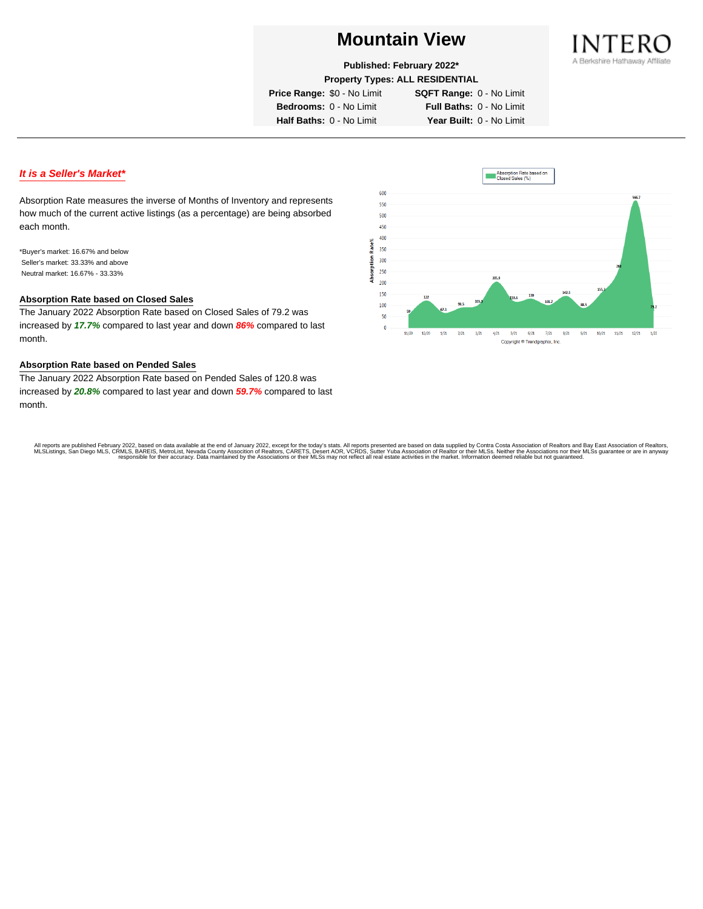# Mountain View

**Published: February 2022***

**Property Types: ALL RESIDENTIAL**

**Price Range:** $0 - No Limit **SQFT Range:** 0 - No Limit
**Bedrooms:** 0 - No Limit **Full Baths:** 0 - No Limit
**Half Baths:** 0 - No Limit **Year Built:** 0 - No Limit

INTERO
A Berkshire Hathaway Affiliate

---

## *It is a Seller's Market**

Absorption Rate measures the inverse of Months of Inventory and represents how much of the current active listings (as a percentage) are being absorbed each month.

*Buyer's market: 16.67% and below
Seller's market: 33.33% and above
Neutral market: 16.67% - 33.33%

### Absorption Rate based on Closed Sales

The January 2022 Absorption Rate based on Closed Sales of 79.2 was increased by ***17.7%*** compared to last year and down ***86%*** compared to last month.

### Absorption Rate based on Pended Sales

The January 2022 Absorption Rate based on Pended Sales of 120.8 was increased by ***20.8%*** compared to last year and down ***59.7%*** compared to last month.

Absorption Rate based on Closed Sales (%)

Absorption Rate%

600
550
500
450
400
350
300
250
200
150
100
50
0

59
122
67.3
90.5
103.3
205.9
118.6
130
101.7
142.3
88.5
155.3
260
566.7
79.2

11/20 12/20 1/21 2/21 3/21 4/21 5/21 6/21 7/21 8/21 9/21 10/21 11/21 12/21 1/22

Copyright ® Trendgraphix, Inc.

All reports are published February 2022, based on data available at the end of January 2022, except for the today's stats. All reports presented are based on data supplied by Contra Costa Association of Realtors and Bay East Association of Realtors, MLSListings, San Diego MLS, CRMLS, BAREIS, MetroList, Nevada County Association of Realtors, CARETS, Desert AOR, VCRDS, Sutter Yuba Association of Realtor or their MLSs. Neither the Associations nor their MLSs guarantee or are in anyway responsible for their accuracy. Data maintained by the Associations or their MLSs may not reflect all real estate activities in the market. Information deemed reliable but not guaranteed.